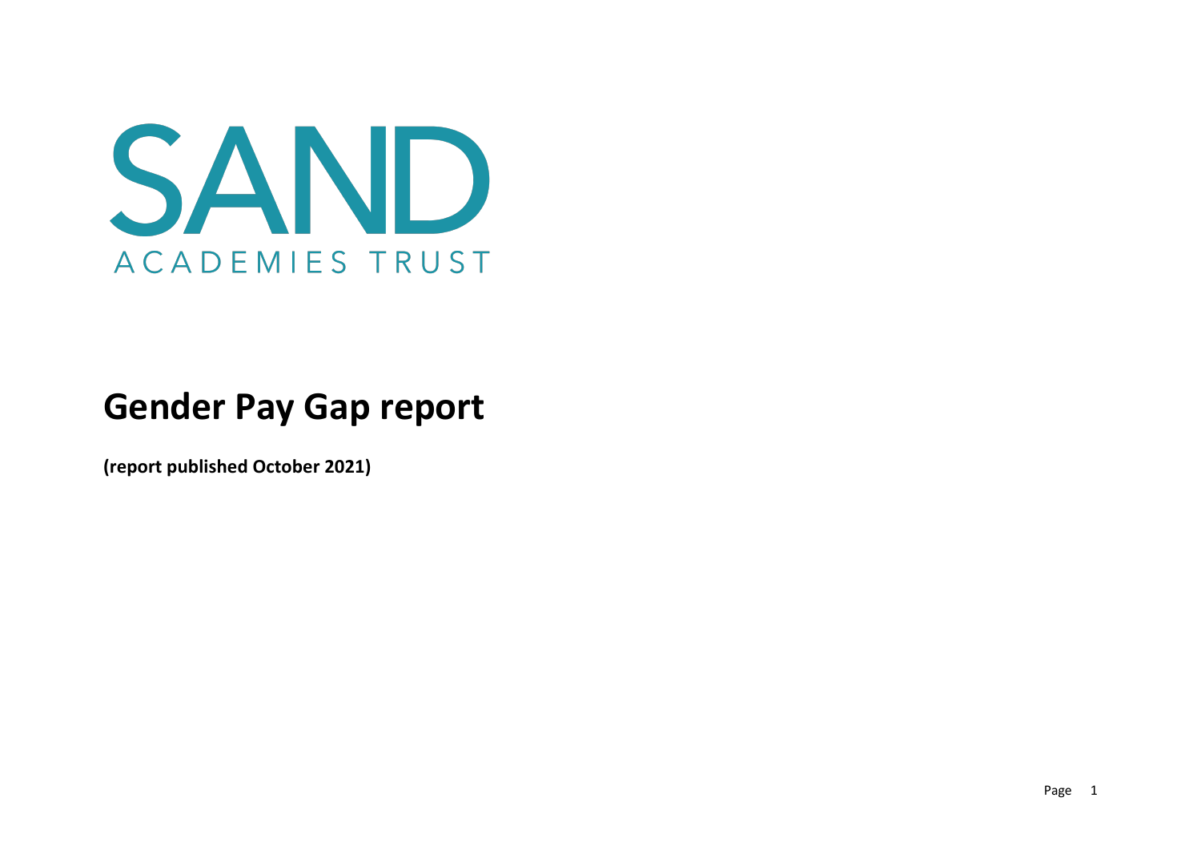SAND

ACADEMIES TRUST

# Gender Pay Gap report

**(report published October 2021)**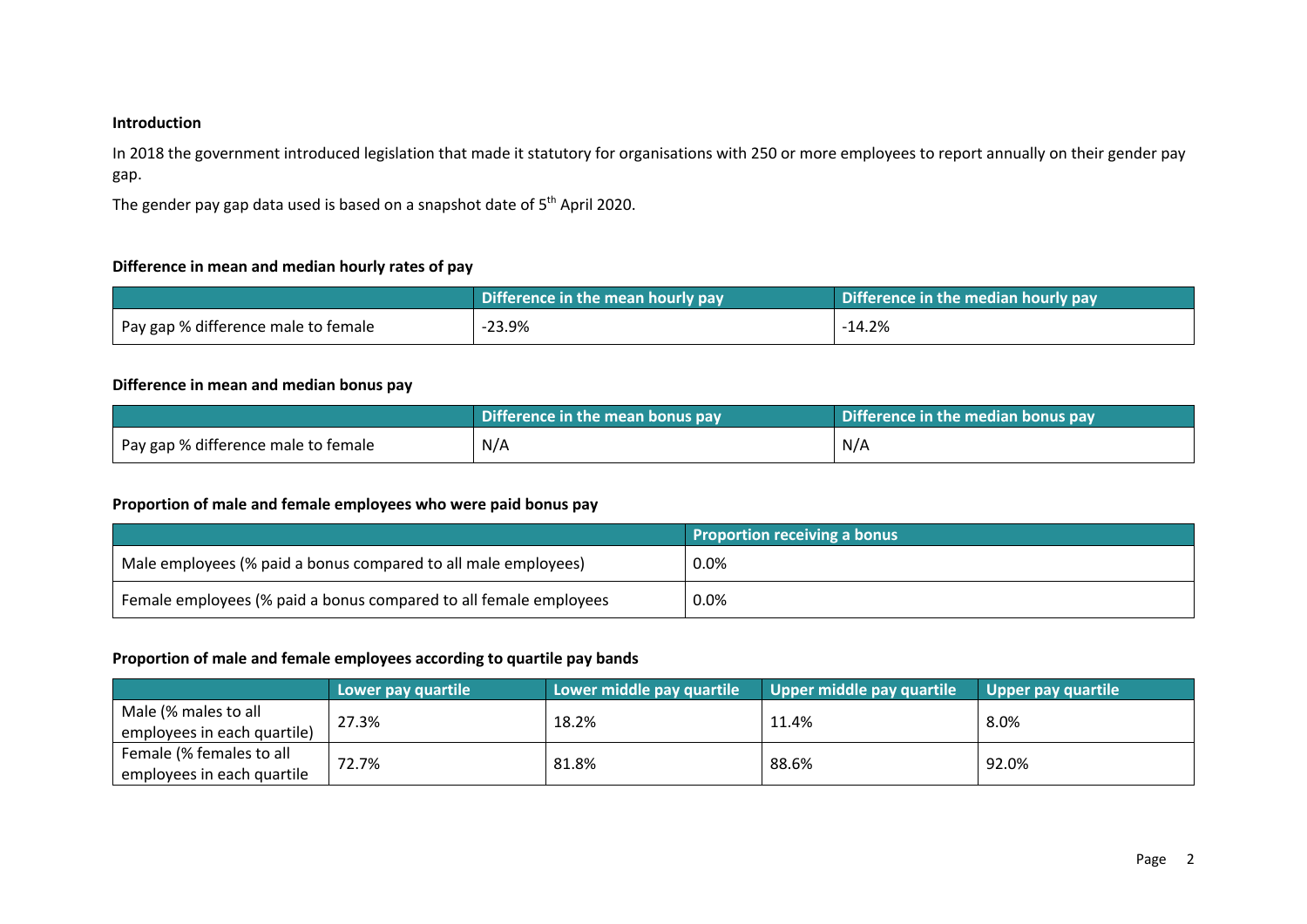**Introduction**

In 2018 the government introduced legislation that made it statutory for organisations with 250 or more employees to report annually on their gender pay gap.

The gender pay gap data used is based on a snapshot date of 5th April 2020.

**Difference in mean and median hourly rates of pay**

| | Difference in the mean hourly pay | Difference in the median hourly pay |
|---|---|---|
| Pay gap % difference male to female | -23.9% | -14.2% |

**Difference in mean and median bonus pay**

| | Difference in the mean bonus pay | Difference in the median bonus pay |
|---|---|---|
| Pay gap % difference male to female | N/A | N/A |

**Proportion of male and female employees who were paid bonus pay**

| | Proportion receiving a bonus |
|---|---|
| Male employees (% paid a bonus compared to all male employees) | 0.0% |
| Female employees (% paid a bonus compared to all female employees | 0.0% |

**Proportion of male and female employees according to quartile pay bands**

| | Lower pay quartile | Lower middle pay quartile | Upper middle pay quartile | Upper pay quartile |
|---|---|---|---|---|
| Male (% males to all employees in each quartile) | 27.3% | 18.2% | 11.4% | 8.0% |
| Female (% females to all employees in each quartile | 72.7% | 81.8% | 88.6% | 92.0% |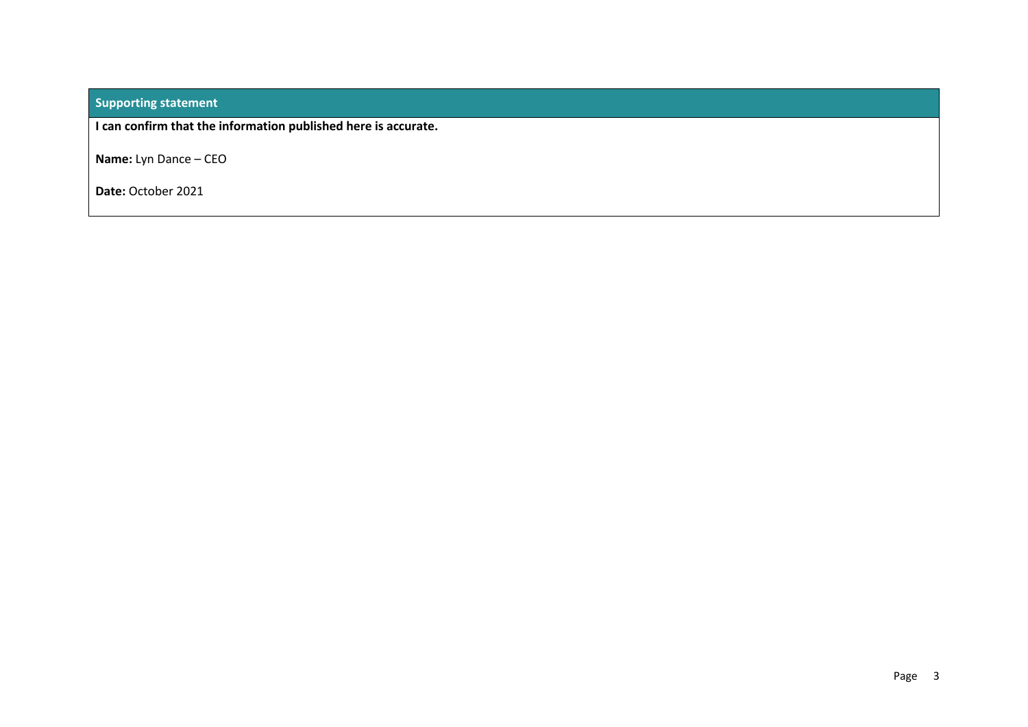| Supporting statement |
|---|
| **I can confirm that the information published here is accurate.**<br><br>**Name:** Lyn Dance – CEO<br><br>**Date:** October 2021 |